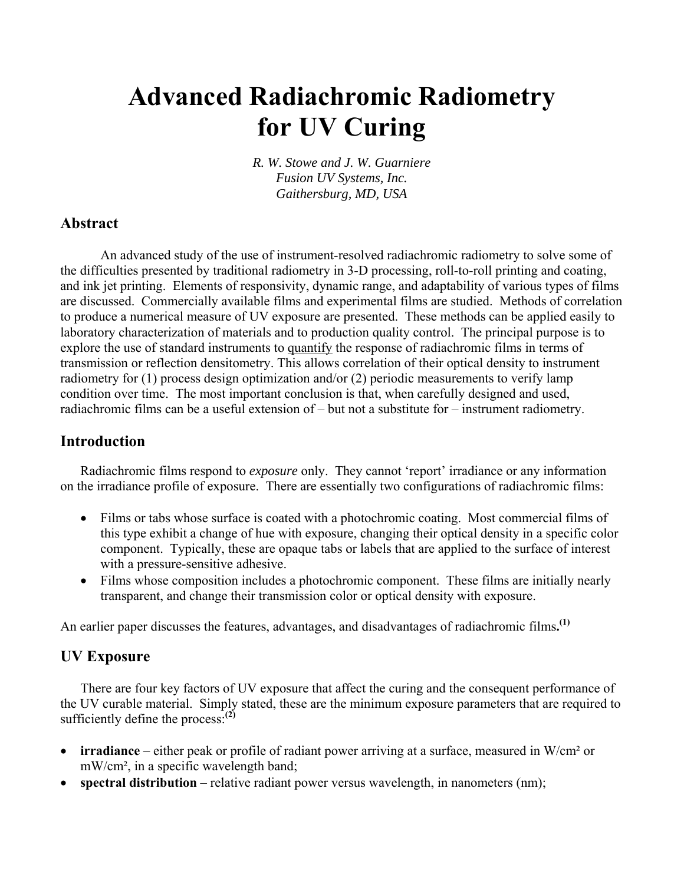# Advanced Radiachromic Radiometry for UV Curing

*R. W. Stowe and J. W. Guarniere*
*Fusion UV Systems, Inc.*
*Gaithersburg, MD, USA*

## Abstract

An advanced study of the use of instrument-resolved radiachromic radiometry to solve some of the difficulties presented by traditional radiometry in 3-D processing, roll-to-roll printing and coating, and ink jet printing. Elements of responsivity, dynamic range, and adaptability of various types of films are discussed. Commercially available films and experimental films are studied. Methods of correlation to produce a numerical measure of UV exposure are presented. These methods can be applied easily to laboratory characterization of materials and to production quality control. The principal purpose is to explore the use of standard instruments to quantify the response of radiachromic films in terms of transmission or reflection densitometry. This allows correlation of their optical density to instrument radiometry for (1) process design optimization and/or (2) periodic measurements to verify lamp condition over time. The most important conclusion is that, when carefully designed and used, radiachromic films can be a useful extension of – but not a substitute for – instrument radiometry.

## Introduction

Radiachromic films respond to *exposure* only. They cannot 'report' irradiance or any information on the irradiance profile of exposure. There are essentially two configurations of radiachromic films:

- Films or tabs whose surface is coated with a photochromic coating. Most commercial films of this type exhibit a change of hue with exposure, changing their optical density in a specific color component. Typically, these are opaque tabs or labels that are applied to the surface of interest with a pressure-sensitive adhesive.
- Films whose composition includes a photochromic component. These films are initially nearly transparent, and change their transmission color or optical density with exposure.

An earlier paper discusses the features, advantages, and disadvantages of radiachromic films.[(1)]

## UV Exposure

There are four key factors of UV exposure that affect the curing and the consequent performance of the UV curable material. Simply stated, these are the minimum exposure parameters that are required to sufficiently define the process:[(2)]

- **irradiance** – either peak or profile of radiant power arriving at a surface, measured in W/cm² or mW/cm², in a specific wavelength band;
- **spectral distribution** – relative radiant power versus wavelength, in nanometers (nm);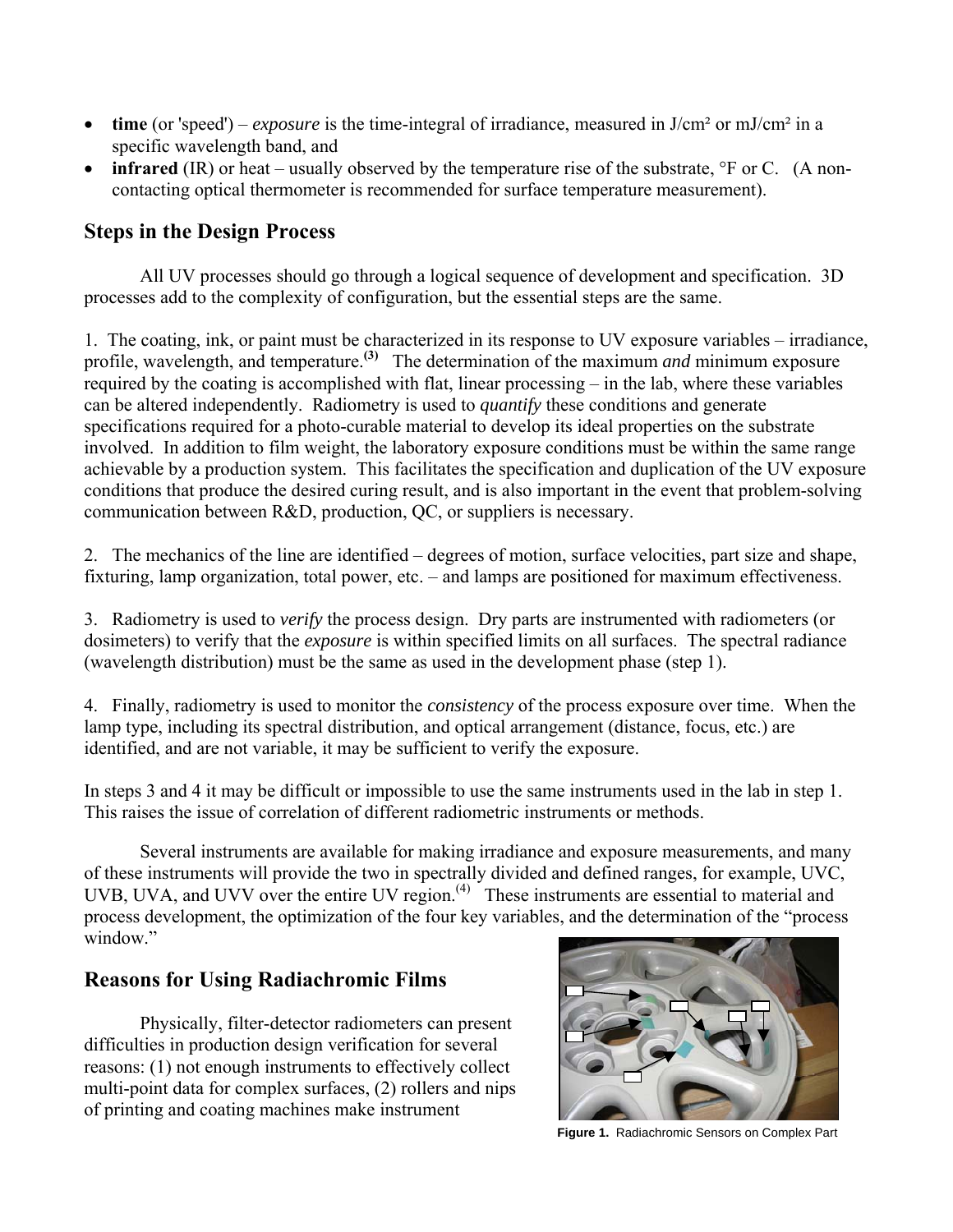- **time** (or 'speed') – *exposure* is the time-integral of irradiance, measured in J/cm² or mJ/cm² in a specific wavelength band, and
- **infrared** (IR) or heat – usually observed by the temperature rise of the substrate, °F or C. (A non-contacting optical thermometer is recommended for surface temperature measurement).

## Steps in the Design Process

All UV processes should go through a logical sequence of development and specification. 3D processes add to the complexity of configuration, but the essential steps are the same.

1. The coating, ink, or paint must be characterized in its response to UV exposure variables – irradiance, profile, wavelength, and temperature.[(3)] The determination of the maximum *and* minimum exposure required by the coating is accomplished with flat, linear processing – in the lab, where these variables can be altered independently. Radiometry is used to *quantify* these conditions and generate specifications required for a photo-curable material to develop its ideal properties on the substrate involved. In addition to film weight, the laboratory exposure conditions must be within the same range achievable by a production system. This facilitates the specification and duplication of the UV exposure conditions that produce the desired curing result, and is also important in the event that problem-solving communication between R&D, production, QC, or suppliers is necessary.

2. The mechanics of the line are identified – degrees of motion, surface velocities, part size and shape, fixturing, lamp organization, total power, etc. – and lamps are positioned for maximum effectiveness.

3. Radiometry is used to *verify* the process design. Dry parts are instrumented with radiometers (or dosimeters) to verify that the *exposure* is within specified limits on all surfaces. The spectral radiance (wavelength distribution) must be the same as used in the development phase (step 1).

4. Finally, radiometry is used to monitor the *consistency* of the process exposure over time. When the lamp type, including its spectral distribution, and optical arrangement (distance, focus, etc.) are identified, and are not variable, it may be sufficient to verify the exposure.

In steps 3 and 4 it may be difficult or impossible to use the same instruments used in the lab in step 1. This raises the issue of correlation of different radiometric instruments or methods.

Several instruments are available for making irradiance and exposure measurements, and many of these instruments will provide the two in spectrally divided and defined ranges, for example, UVC, UVB, UVA, and UVV over the entire UV region.[(4)] These instruments are essential to material and process development, the optimization of the four key variables, and the determination of the "process window."

## Reasons for Using Radiachromic Films

Physically, filter-detector radiometers can present difficulties in production design verification for several reasons: (1) not enough instruments to effectively collect multi-point data for complex surfaces, (2) rollers and nips of printing and coating machines make instrument

**Figure 1.** Radiachromic Sensors on Complex Part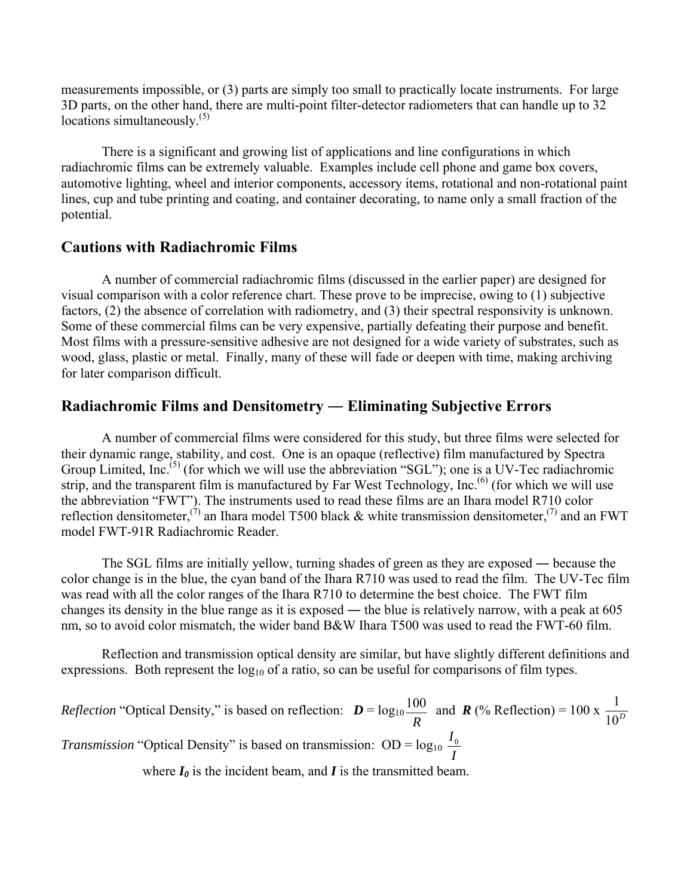measurements impossible, or (3) parts are simply too small to practically locate instruments. For large 3D parts, on the other hand, there are multi-point filter-detector radiometers that can handle up to 32 locations simultaneously.[5]

There is a significant and growing list of applications and line configurations in which radiachromic films can be extremely valuable. Examples include cell phone and game box covers, automotive lighting, wheel and interior components, accessory items, rotational and non-rotational paint lines, cup and tube printing and coating, and container decorating, to name only a small fraction of the potential.

## Cautions with Radiachromic Films

A number of commercial radiachromic films (discussed in the earlier paper) are designed for visual comparison with a color reference chart. These prove to be imprecise, owing to (1) subjective factors, (2) the absence of correlation with radiometry, and (3) their spectral responsivity is unknown. Some of these commercial films can be very expensive, partially defeating their purpose and benefit. Most films with a pressure-sensitive adhesive are not designed for a wide variety of substrates, such as wood, glass, plastic or metal. Finally, many of these will fade or deepen with time, making archiving for later comparison difficult.

## Radiachromic Films and Densitometry — Eliminating Subjective Errors

A number of commercial films were considered for this study, but three films were selected for their dynamic range, stability, and cost. One is an opaque (reflective) film manufactured by Spectra Group Limited, Inc.[5] (for which we will use the abbreviation "SGL"); one is a UV-Tec radiachromic strip, and the transparent film is manufactured by Far West Technology, Inc.[6] (for which we will use the abbreviation "FWT"). The instruments used to read these films are an Ihara model R710 color reflection densitometer,[7] an Ihara model T500 black & white transmission densitometer,[7] and an FWT model FWT-91R Radiachromic Reader.

The SGL films are initially yellow, turning shades of green as they are exposed — because the color change is in the blue, the cyan band of the Ihara R710 was used to read the film. The UV-Tec film was read with all the color ranges of the Ihara R710 to determine the best choice. The FWT film changes its density in the blue range as it is exposed — the blue is relatively narrow, with a peak at 605 nm, so to avoid color mismatch, the wider band B&W Ihara T500 was used to read the FWT-60 film.

Reflection and transmission optical density are similar, but have slightly different definitions and expressions. Both represent the $\log_{10}$ of a ratio, so can be useful for comparisons of film types.

*Reflection* "Optical Density," is based on reflection: $\boldsymbol{D} = \log_{10}\dfrac{100}{R}$ and $\boldsymbol{R}$ (% Reflection) = $100 \times \dfrac{1}{10^{D}}$

*Transmission* "Optical Density" is based on transmission: $\text{OD} = \log_{10} \dfrac{I_0}{I}$

where $I_0$ is the incident beam, and $I$ is the transmitted beam.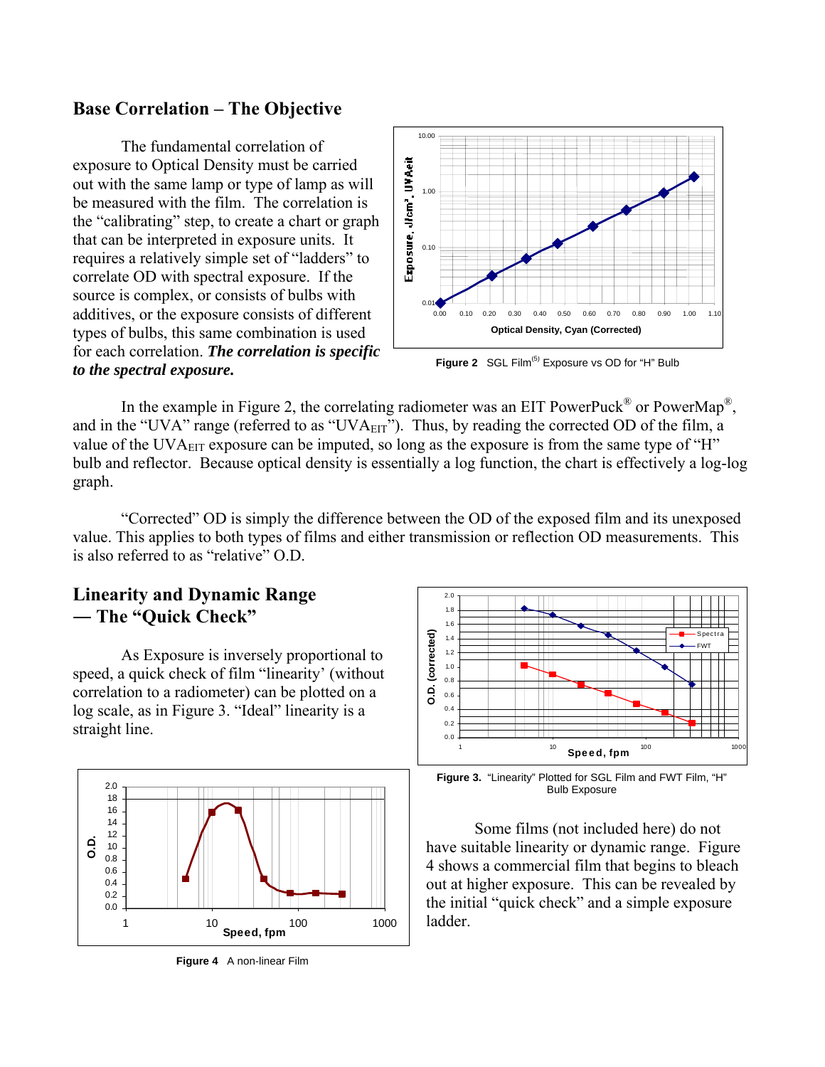## Base Correlation – The Objective

The fundamental correlation of exposure to Optical Density must be carried out with the same lamp or type of lamp as will be measured with the film. The correlation is the "calibrating" step, to create a chart or graph that can be interpreted in exposure units. It requires a relatively simple set of "ladders" to correlate OD with spectral exposure. If the source is complex, or consists of bulbs with additives, or the exposure consists of different types of bulbs, this same combination is used for each correlation. ***The correlation is specific to the spectral exposure.***

**Figure 2** SGL Film[5] Exposure vs OD for "H" Bulb

In the example in Figure 2, the correlating radiometer was an EIT PowerPuck® or PowerMap®, and in the "UVA" range (referred to as "$UVA_{EIT}$"). Thus, by reading the corrected OD of the film, a value of the $UVA_{EIT}$ exposure can be imputed, so long as the exposure is from the same type of "H" bulb and reflector. Because optical density is essentially a log function, the chart is effectively a log-log graph.

"Corrected" OD is simply the difference between the OD of the exposed film and its unexposed value. This applies to both types of films and either transmission or reflection OD measurements. This is also referred to as "relative" O.D.

## Linearity and Dynamic Range — The "Quick Check"

As Exposure is inversely proportional to speed, a quick check of film "linearity' (without correlation to a radiometer) can be plotted on a log scale, as in Figure 3. "Ideal" linearity is a straight line.

**Figure 3.** "Linearity" Plotted for SGL Film and FWT Film, "H" Bulb Exposure

Some films (not included here) do not have suitable linearity or dynamic range. Figure 4 shows a commercial film that begins to bleach out at higher exposure. This can be revealed by the initial "quick check" and a simple exposure ladder.

**Figure 4** A non-linear Film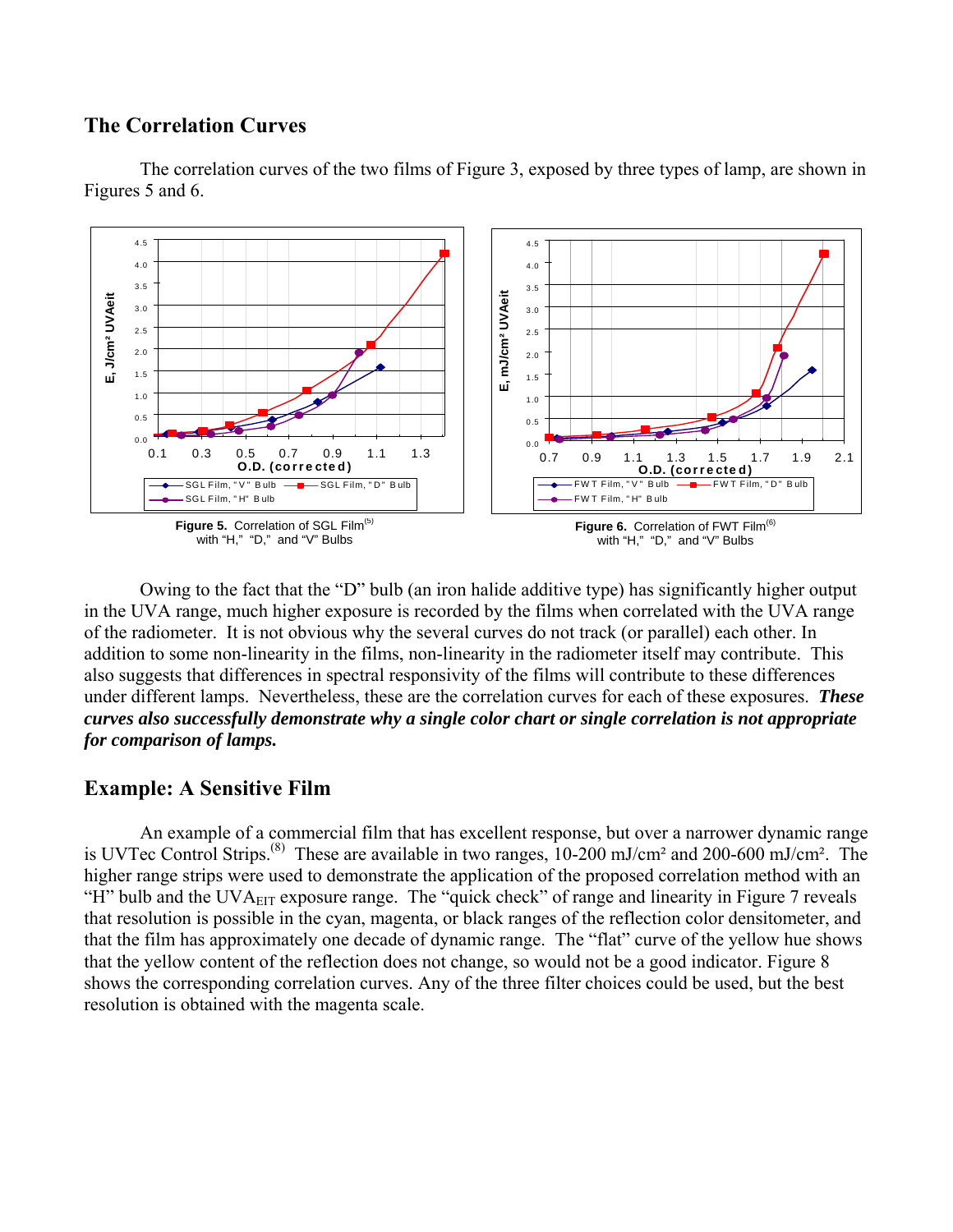## The Correlation Curves

The correlation curves of the two films of Figure 3, exposed by three types of lamp, are shown in Figures 5 and 6.

**Figure 5.** Correlation of SGL Film[5] with “H,” “D,” and “V” Bulbs

**Figure 6.** Correlation of FWT Film[6] with “H,” “D,” and “V” Bulbs

Owing to the fact that the “D” bulb (an iron halide additive type) has significantly higher output in the UVA range, much higher exposure is recorded by the films when correlated with the UVA range of the radiometer. It is not obvious why the several curves do not track (or parallel) each other. In addition to some non-linearity in the films, non-linearity in the radiometer itself may contribute. This also suggests that differences in spectral responsivity of the films will contribute to these differences under different lamps. Nevertheless, these are the correlation curves for each of these exposures. ***These curves also successfully demonstrate why a single color chart or single correlation is not appropriate for comparison of lamps.***

## Example: A Sensitive Film

An example of a commercial film that has excellent response, but over a narrower dynamic range is UVTec Control Strips.[8] These are available in two ranges, 10-200 mJ/cm² and 200-600 mJ/cm². The higher range strips were used to demonstrate the application of the proposed correlation method with an “H” bulb and the $UVA_{EIT}$ exposure range. The “quick check” of range and linearity in Figure 7 reveals that resolution is possible in the cyan, magenta, or black ranges of the reflection color densitometer, and that the film has approximately one decade of dynamic range. The “flat” curve of the yellow hue shows that the yellow content of the reflection does not change, so would not be a good indicator. Figure 8 shows the corresponding correlation curves. Any of the three filter choices could be used, but the best resolution is obtained with the magenta scale.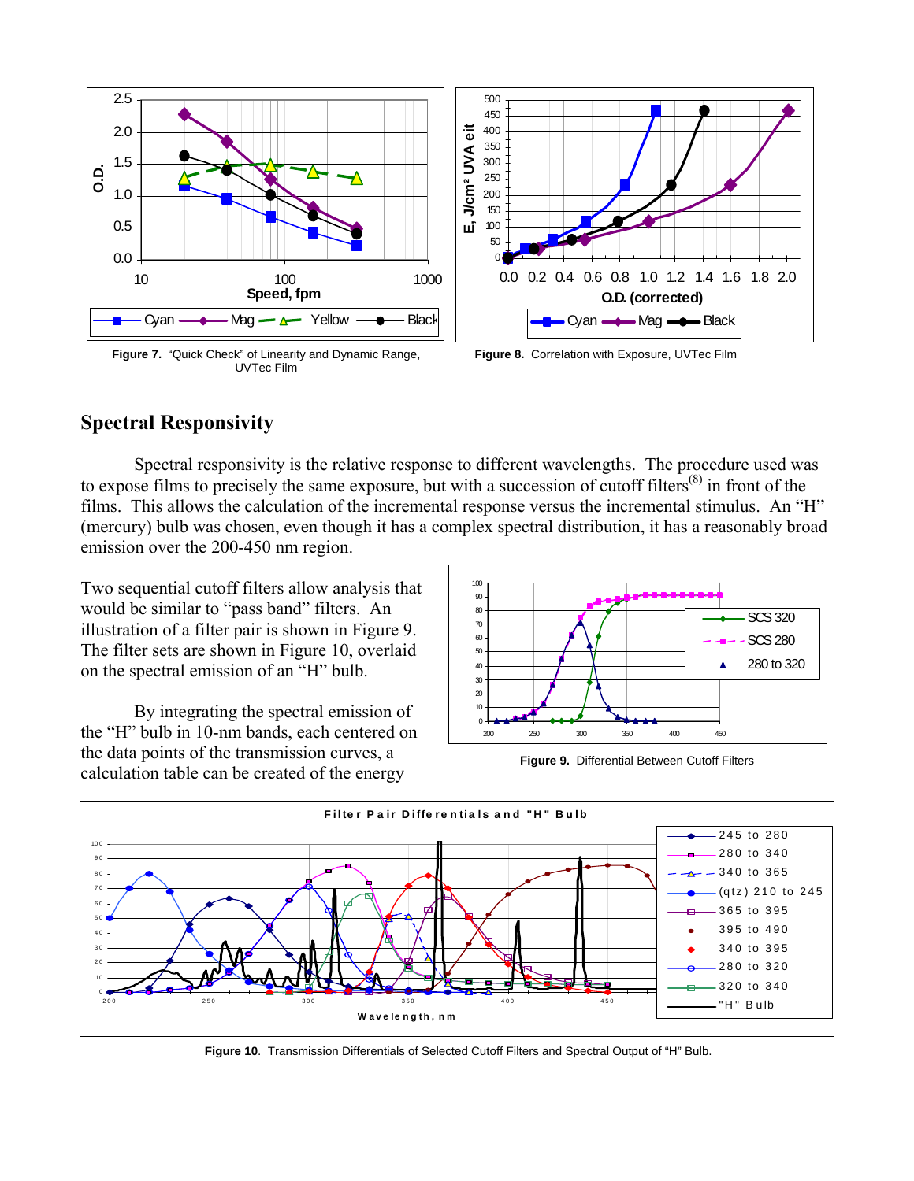Figure 7. "Quick Check" of Linearity and Dynamic Range, UVTec Film

Figure 8. Correlation with Exposure, UVTec Film

## Spectral Responsivity

Spectral responsivity is the relative response to different wavelengths. The procedure used was to expose films to precisely the same exposure, but with a succession of cutoff filters[8] in front of the films. This allows the calculation of the incremental response versus the incremental stimulus. An "H" (mercury) bulb was chosen, even though it has a complex spectral distribution, it has a reasonably broad emission over the 200-450 nm region.

Two sequential cutoff filters allow analysis that would be similar to "pass band" filters. An illustration of a filter pair is shown in Figure 9. The filter sets are shown in Figure 10, overlaid on the spectral emission of an "H" bulb.

By integrating the spectral emission of the "H" bulb in 10-nm bands, each centered on the data points of the transmission curves, a calculation table can be created of the energy

Figure 9. Differential Between Cutoff Filters

Figure 10. Transmission Differentials of Selected Cutoff Filters and Spectral Output of "H" Bulb.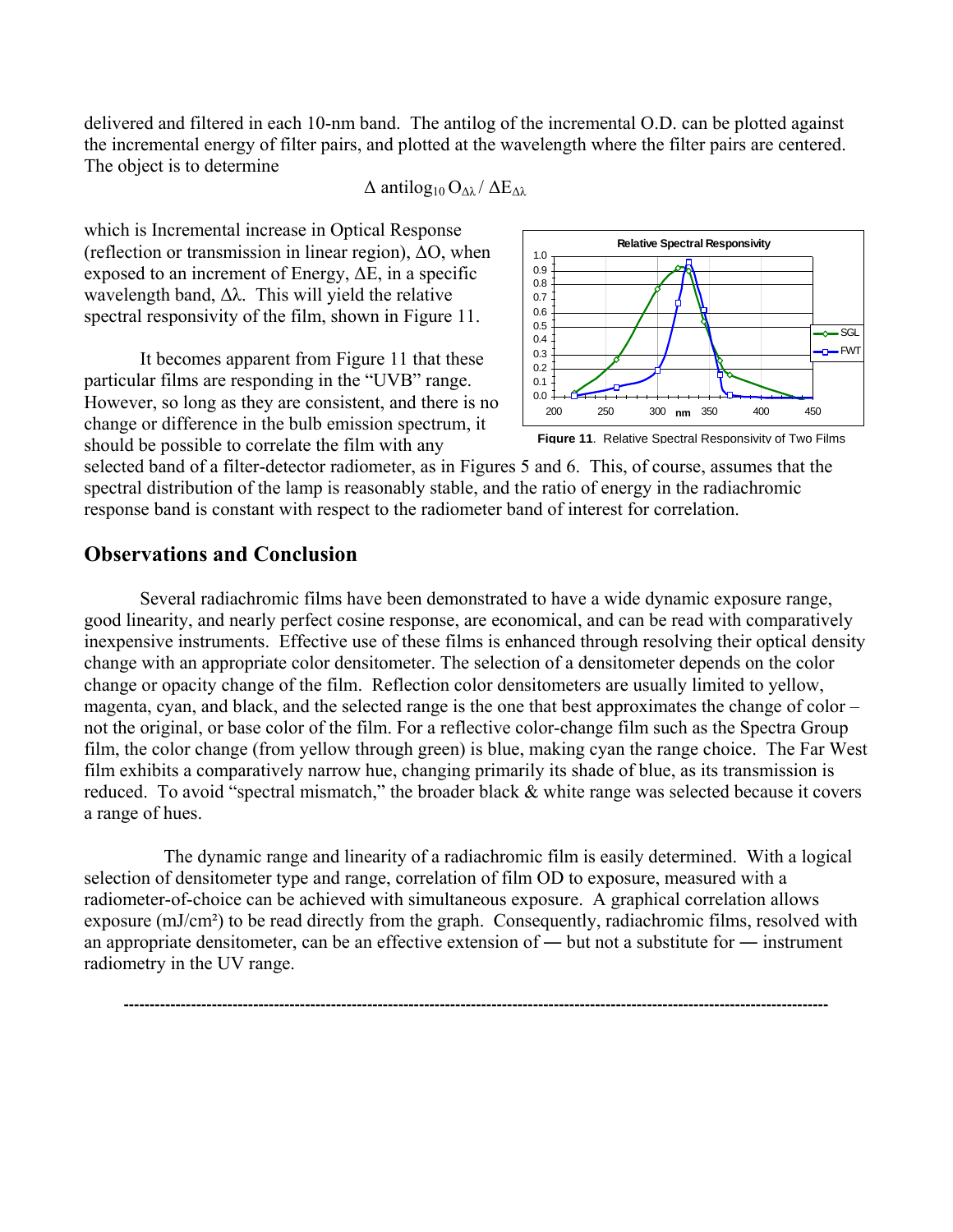delivered and filtered in each 10-nm band. The antilog of the incremental O.D. can be plotted against the incremental energy of filter pairs, and plotted at the wavelength where the filter pairs are centered. The object is to determine

$$\Delta \text{ antilog}_{10} O_{\Delta\lambda} / \Delta E_{\Delta\lambda}$$

which is Incremental increase in Optical Response (reflection or transmission in linear region), ΔO, when exposed to an increment of Energy, ΔE, in a specific wavelength band, Δλ. This will yield the relative spectral responsivity of the film, shown in Figure 11.

**Figure 11**. Relative Spectral Responsivity of Two Films

It becomes apparent from Figure 11 that these particular films are responding in the "UVB" range. However, so long as they are consistent, and there is no change or difference in the bulb emission spectrum, it should be possible to correlate the film with any selected band of a filter-detector radiometer, as in Figures 5 and 6. This, of course, assumes that the spectral distribution of the lamp is reasonably stable, and the ratio of energy in the radiachromic response band is constant with respect to the radiometer band of interest for correlation.

## Observations and Conclusion

Several radiachromic films have been demonstrated to have a wide dynamic exposure range, good linearity, and nearly perfect cosine response, are economical, and can be read with comparatively inexpensive instruments. Effective use of these films is enhanced through resolving their optical density change with an appropriate color densitometer. The selection of a densitometer depends on the color change or opacity change of the film. Reflection color densitometers are usually limited to yellow, magenta, cyan, and black, and the selected range is the one that best approximates the change of color – not the original, or base color of the film. For a reflective color-change film such as the Spectra Group film, the color change (from yellow through green) is blue, making cyan the range choice. The Far West film exhibits a comparatively narrow hue, changing primarily its shade of blue, as its transmission is reduced. To avoid "spectral mismatch," the broader black & white range was selected because it covers a range of hues.

The dynamic range and linearity of a radiachromic film is easily determined. With a logical selection of densitometer type and range, correlation of film OD to exposure, measured with a radiometer-of-choice can be achieved with simultaneous exposure. A graphical correlation allows exposure (mJ/cm²) to be read directly from the graph. Consequently, radiachromic films, resolved with an appropriate densitometer, can be an effective extension of — but not a substitute for — instrument radiometry in the UV range.

---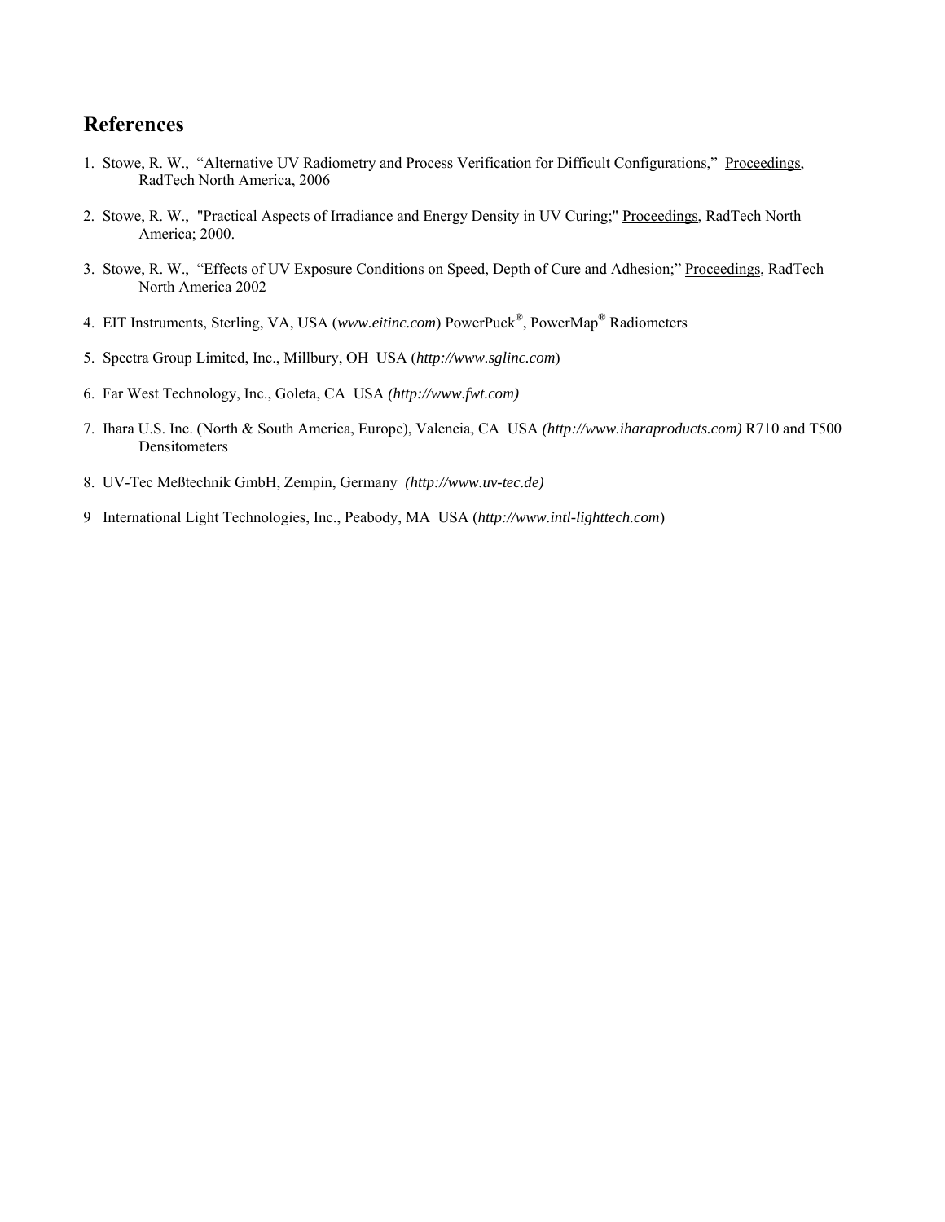## References

1. Stowe, R. W., "Alternative UV Radiometry and Process Verification for Difficult Configurations," Proceedings, RadTech North America, 2006
2. Stowe, R. W., "Practical Aspects of Irradiance and Energy Density in UV Curing;" Proceedings, RadTech North America; 2000.
3. Stowe, R. W., "Effects of UV Exposure Conditions on Speed, Depth of Cure and Adhesion;" Proceedings, RadTech North America 2002
4. EIT Instruments, Sterling, VA, USA (*www.eitinc.com*) PowerPuck®, PowerMap® Radiometers
5. Spectra Group Limited, Inc., Millbury, OH USA (*http://www.sglinc.com*)
6. Far West Technology, Inc., Goleta, CA USA *(http://www.fwt.com)*
7. Ihara U.S. Inc. (North & South America, Europe), Valencia, CA USA *(http://www.iharaproducts.com)* R710 and T500 Densitometers
8. UV-Tec Meßtechnik GmbH, Zempin, Germany *(http://www.uv-tec.de)*
9. International Light Technologies, Inc., Peabody, MA USA (*http://www.intl-lighttech.com*)